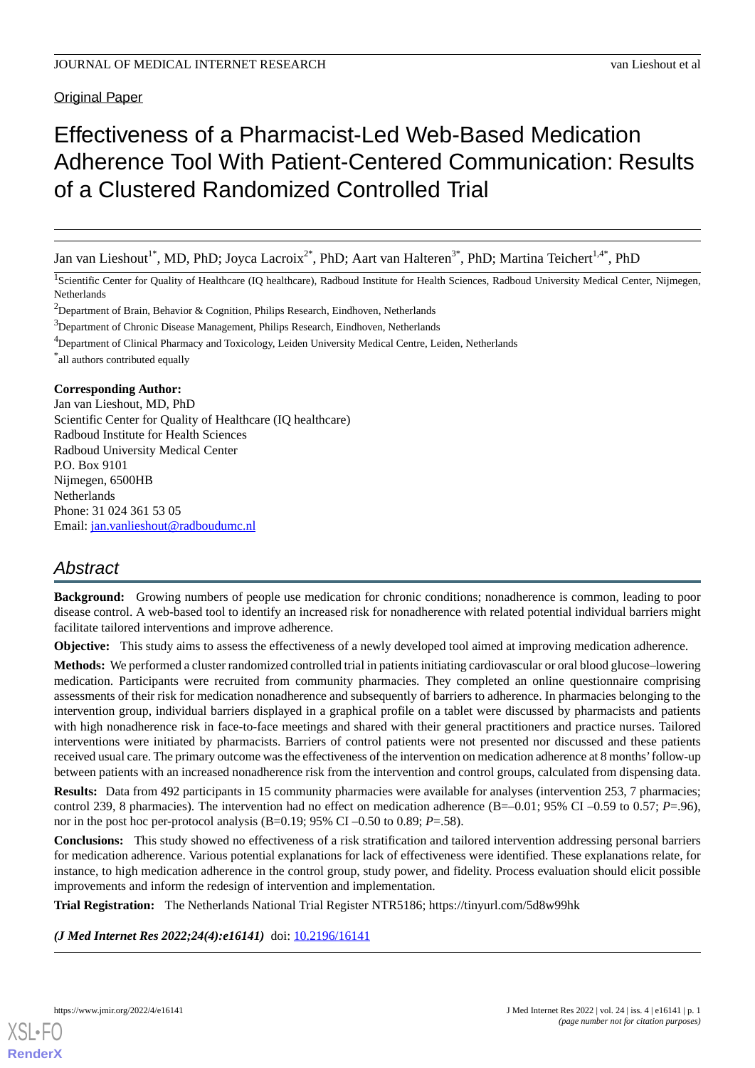Original Paper

# Effectiveness of a Pharmacist-Led Web-Based Medication Adherence Tool With Patient-Centered Communication: Results of a Clustered Randomized Controlled Trial

Jan van Lieshout[1*], MD, PhD; Joyca Lacroix[2*], PhD; Aart van Halteren[3*], PhD; Martina Teichert[1,4*], PhD

[1]Scientific Center for Quality of Healthcare (IQ healthcare), Radboud Institute for Health Sciences, Radboud University Medical Center, Nijmegen, Netherlands

[2]Department of Brain, Behavior & Cognition, Philips Research, Eindhoven, Netherlands

[3]Department of Chronic Disease Management, Philips Research, Eindhoven, Netherlands

[4]Department of Clinical Pharmacy and Toxicology, Leiden University Medical Centre, Leiden, Netherlands

*all authors contributed equally

**Corresponding Author:**
Jan van Lieshout, MD, PhD
Scientific Center for Quality of Healthcare (IQ healthcare)
Radboud Institute for Health Sciences
Radboud University Medical Center
P.O. Box 9101
Nijmegen, 6500HB
Netherlands
Phone: 31 024 361 53 05
Email: jan.vanlieshout@radboudumc.nl

## Abstract

**Background:** Growing numbers of people use medication for chronic conditions; nonadherence is common, leading to poor disease control. A web-based tool to identify an increased risk for nonadherence with related potential individual barriers might facilitate tailored interventions and improve adherence.

**Objective:** This study aims to assess the effectiveness of a newly developed tool aimed at improving medication adherence.

**Methods:** We performed a cluster randomized controlled trial in patients initiating cardiovascular or oral blood glucose–lowering medication. Participants were recruited from community pharmacies. They completed an online questionnaire comprising assessments of their risk for medication nonadherence and subsequently of barriers to adherence. In pharmacies belonging to the intervention group, individual barriers displayed in a graphical profile on a tablet were discussed by pharmacists and patients with high nonadherence risk in face-to-face meetings and shared with their general practitioners and practice nurses. Tailored interventions were initiated by pharmacists. Barriers of control patients were not presented nor discussed and these patients received usual care. The primary outcome was the effectiveness of the intervention on medication adherence at 8 months' follow-up between patients with an increased nonadherence risk from the intervention and control groups, calculated from dispensing data.

**Results:** Data from 492 participants in 15 community pharmacies were available for analyses (intervention 253, 7 pharmacies; control 239, 8 pharmacies). The intervention had no effect on medication adherence (B=–0.01; 95% CI –0.59 to 0.57; *P*=.96), nor in the post hoc per-protocol analysis (B=0.19; 95% CI –0.50 to 0.89; *P*=.58).

**Conclusions:** This study showed no effectiveness of a risk stratification and tailored intervention addressing personal barriers for medication adherence. Various potential explanations for lack of effectiveness were identified. These explanations relate, for instance, to high medication adherence in the control group, study power, and fidelity. Process evaluation should elicit possible improvements and inform the redesign of intervention and implementation.

**Trial Registration:** The Netherlands National Trial Register NTR5186; https://tinyurl.com/5d8w99hk

***(J Med Internet Res 2022;24(4):e16141)*** doi: 10.2196/16141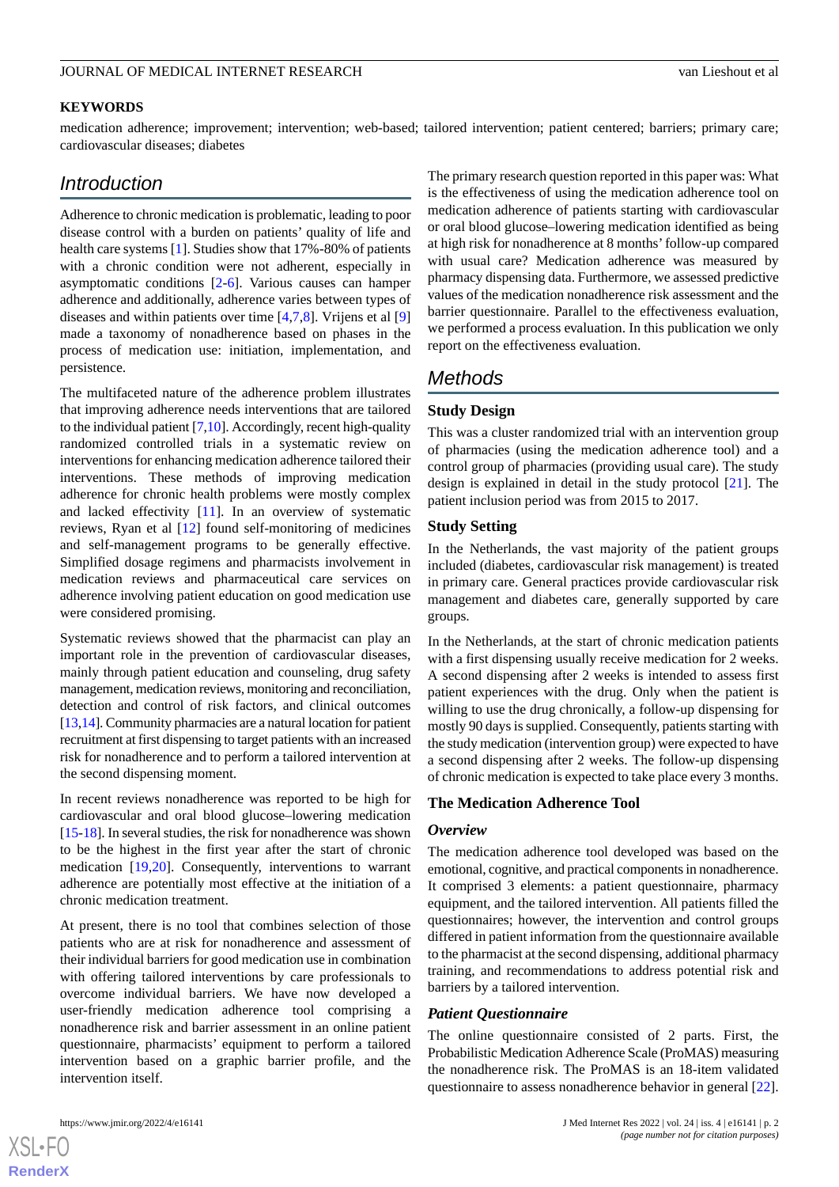**KEYWORDS**

medication adherence; improvement; intervention; web-based; tailored intervention; patient centered; barriers; primary care; cardiovascular diseases; diabetes

## Introduction

Adherence to chronic medication is problematic, leading to poor disease control with a burden on patients' quality of life and health care systems [1]. Studies show that 17%-80% of patients with a chronic condition were not adherent, especially in asymptomatic conditions [2-6]. Various causes can hamper adherence and additionally, adherence varies between types of diseases and within patients over time [4,7,8]. Vrijens et al [9] made a taxonomy of nonadherence based on phases in the process of medication use: initiation, implementation, and persistence.

The multifaceted nature of the adherence problem illustrates that improving adherence needs interventions that are tailored to the individual patient [7,10]. Accordingly, recent high-quality randomized controlled trials in a systematic review on interventions for enhancing medication adherence tailored their interventions. These methods of improving medication adherence for chronic health problems were mostly complex and lacked effectivity [11]. In an overview of systematic reviews, Ryan et al [12] found self-monitoring of medicines and self-management programs to be generally effective. Simplified dosage regimens and pharmacists involvement in medication reviews and pharmaceutical care services on adherence involving patient education on good medication use were considered promising.

Systematic reviews showed that the pharmacist can play an important role in the prevention of cardiovascular diseases, mainly through patient education and counseling, drug safety management, medication reviews, monitoring and reconciliation, detection and control of risk factors, and clinical outcomes [13,14]. Community pharmacies are a natural location for patient recruitment at first dispensing to target patients with an increased risk for nonadherence and to perform a tailored intervention at the second dispensing moment.

In recent reviews nonadherence was reported to be high for cardiovascular and oral blood glucose–lowering medication [15-18]. In several studies, the risk for nonadherence was shown to be the highest in the first year after the start of chronic medication [19,20]. Consequently, interventions to warrant adherence are potentially most effective at the initiation of a chronic medication treatment.

At present, there is no tool that combines selection of those patients who are at risk for nonadherence and assessment of their individual barriers for good medication use in combination with offering tailored interventions by care professionals to overcome individual barriers. We have now developed a user-friendly medication adherence tool comprising a nonadherence risk and barrier assessment in an online patient questionnaire, pharmacists' equipment to perform a tailored intervention based on a graphic barrier profile, and the intervention itself.

The primary research question reported in this paper was: What is the effectiveness of using the medication adherence tool on medication adherence of patients starting with cardiovascular or oral blood glucose–lowering medication identified as being at high risk for nonadherence at 8 months' follow-up compared with usual care? Medication adherence was measured by pharmacy dispensing data. Furthermore, we assessed predictive values of the medication nonadherence risk assessment and the barrier questionnaire. Parallel to the effectiveness evaluation, we performed a process evaluation. In this publication we only report on the effectiveness evaluation.

## Methods

### Study Design

This was a cluster randomized trial with an intervention group of pharmacies (using the medication adherence tool) and a control group of pharmacies (providing usual care). The study design is explained in detail in the study protocol [21]. The patient inclusion period was from 2015 to 2017.

### Study Setting

In the Netherlands, the vast majority of the patient groups included (diabetes, cardiovascular risk management) is treated in primary care. General practices provide cardiovascular risk management and diabetes care, generally supported by care groups.

In the Netherlands, at the start of chronic medication patients with a first dispensing usually receive medication for 2 weeks. A second dispensing after 2 weeks is intended to assess first patient experiences with the drug. Only when the patient is willing to use the drug chronically, a follow-up dispensing for mostly 90 days is supplied. Consequently, patients starting with the study medication (intervention group) were expected to have a second dispensing after 2 weeks. The follow-up dispensing of chronic medication is expected to take place every 3 months.

### The Medication Adherence Tool

#### Overview

The medication adherence tool developed was based on the emotional, cognitive, and practical components in nonadherence. It comprised 3 elements: a patient questionnaire, pharmacy equipment, and the tailored intervention. All patients filled the questionnaires; however, the intervention and control groups differed in patient information from the questionnaire available to the pharmacist at the second dispensing, additional pharmacy training, and recommendations to address potential risk and barriers by a tailored intervention.

#### Patient Questionnaire

The online questionnaire consisted of 2 parts. First, the Probabilistic Medication Adherence Scale (ProMAS) measuring the nonadherence risk. The ProMAS is an 18-item validated questionnaire to assess nonadherence behavior in general [22].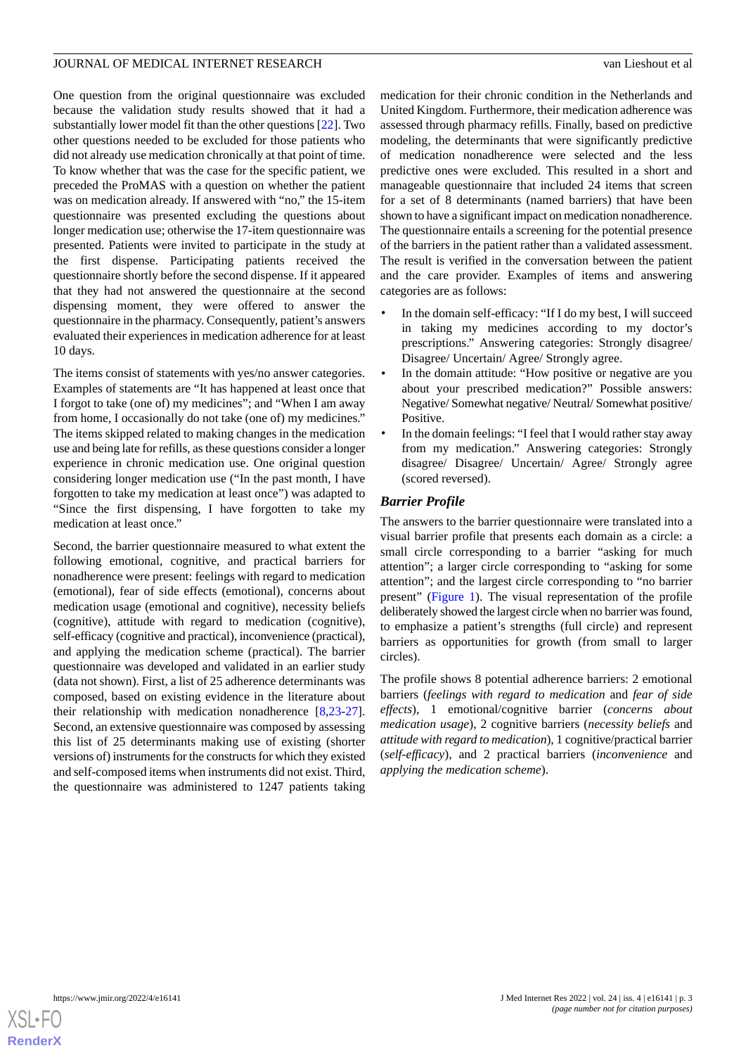One question from the original questionnaire was excluded because the validation study results showed that it had a substantially lower model fit than the other questions [22]. Two other questions needed to be excluded for those patients who did not already use medication chronically at that point of time. To know whether that was the case for the specific patient, we preceded the ProMAS with a question on whether the patient was on medication already. If answered with "no," the 15-item questionnaire was presented excluding the questions about longer medication use; otherwise the 17-item questionnaire was presented. Patients were invited to participate in the study at the first dispense. Participating patients received the questionnaire shortly before the second dispense. If it appeared that they had not answered the questionnaire at the second dispensing moment, they were offered to answer the questionnaire in the pharmacy. Consequently, patient's answers evaluated their experiences in medication adherence for at least 10 days.

The items consist of statements with yes/no answer categories. Examples of statements are "It has happened at least once that I forgot to take (one of) my medicines"; and "When I am away from home, I occasionally do not take (one of) my medicines." The items skipped related to making changes in the medication use and being late for refills, as these questions consider a longer experience in chronic medication use. One original question considering longer medication use ("In the past month, I have forgotten to take my medication at least once") was adapted to "Since the first dispensing, I have forgotten to take my medication at least once."

Second, the barrier questionnaire measured to what extent the following emotional, cognitive, and practical barriers for nonadherence were present: feelings with regard to medication (emotional), fear of side effects (emotional), concerns about medication usage (emotional and cognitive), necessity beliefs (cognitive), attitude with regard to medication (cognitive), self-efficacy (cognitive and practical), inconvenience (practical), and applying the medication scheme (practical). The barrier questionnaire was developed and validated in an earlier study (data not shown). First, a list of 25 adherence determinants was composed, based on existing evidence in the literature about their relationship with medication nonadherence [8,23-27]. Second, an extensive questionnaire was composed by assessing this list of 25 determinants making use of existing (shorter versions of) instruments for the constructs for which they existed and self-composed items when instruments did not exist. Third, the questionnaire was administered to 1247 patients taking medication for their chronic condition in the Netherlands and United Kingdom. Furthermore, their medication adherence was assessed through pharmacy refills. Finally, based on predictive modeling, the determinants that were significantly predictive of medication nonadherence were selected and the less predictive ones were excluded. This resulted in a short and manageable questionnaire that included 24 items that screen for a set of 8 determinants (named barriers) that have been shown to have a significant impact on medication nonadherence. The questionnaire entails a screening for the potential presence of the barriers in the patient rather than a validated assessment. The result is verified in the conversation between the patient and the care provider. Examples of items and answering categories are as follows:

- In the domain self-efficacy: "If I do my best, I will succeed in taking my medicines according to my doctor's prescriptions." Answering categories: Strongly disagree/ Disagree/ Uncertain/ Agree/ Strongly agree.
- In the domain attitude: "How positive or negative are you about your prescribed medication?" Possible answers: Negative/ Somewhat negative/ Neutral/ Somewhat positive/ Positive.
- In the domain feelings: "I feel that I would rather stay away from my medication." Answering categories: Strongly disagree/ Disagree/ Uncertain/ Agree/ Strongly agree (scored reversed).

### Barrier Profile

The answers to the barrier questionnaire were translated into a visual barrier profile that presents each domain as a circle: a small circle corresponding to a barrier "asking for much attention"; a larger circle corresponding to "asking for some attention"; and the largest circle corresponding to "no barrier present" (Figure 1). The visual representation of the profile deliberately showed the largest circle when no barrier was found, to emphasize a patient's strengths (full circle) and represent barriers as opportunities for growth (from small to larger circles).

The profile shows 8 potential adherence barriers: 2 emotional barriers (*feelings with regard to medication* and *fear of side effects*), 1 emotional/cognitive barrier (*concerns about medication usage*), 2 cognitive barriers (*necessity beliefs* and *attitude with regard to medication*), 1 cognitive/practical barrier (*self-efficacy*), and 2 practical barriers (*inconvenience* and *applying the medication scheme*).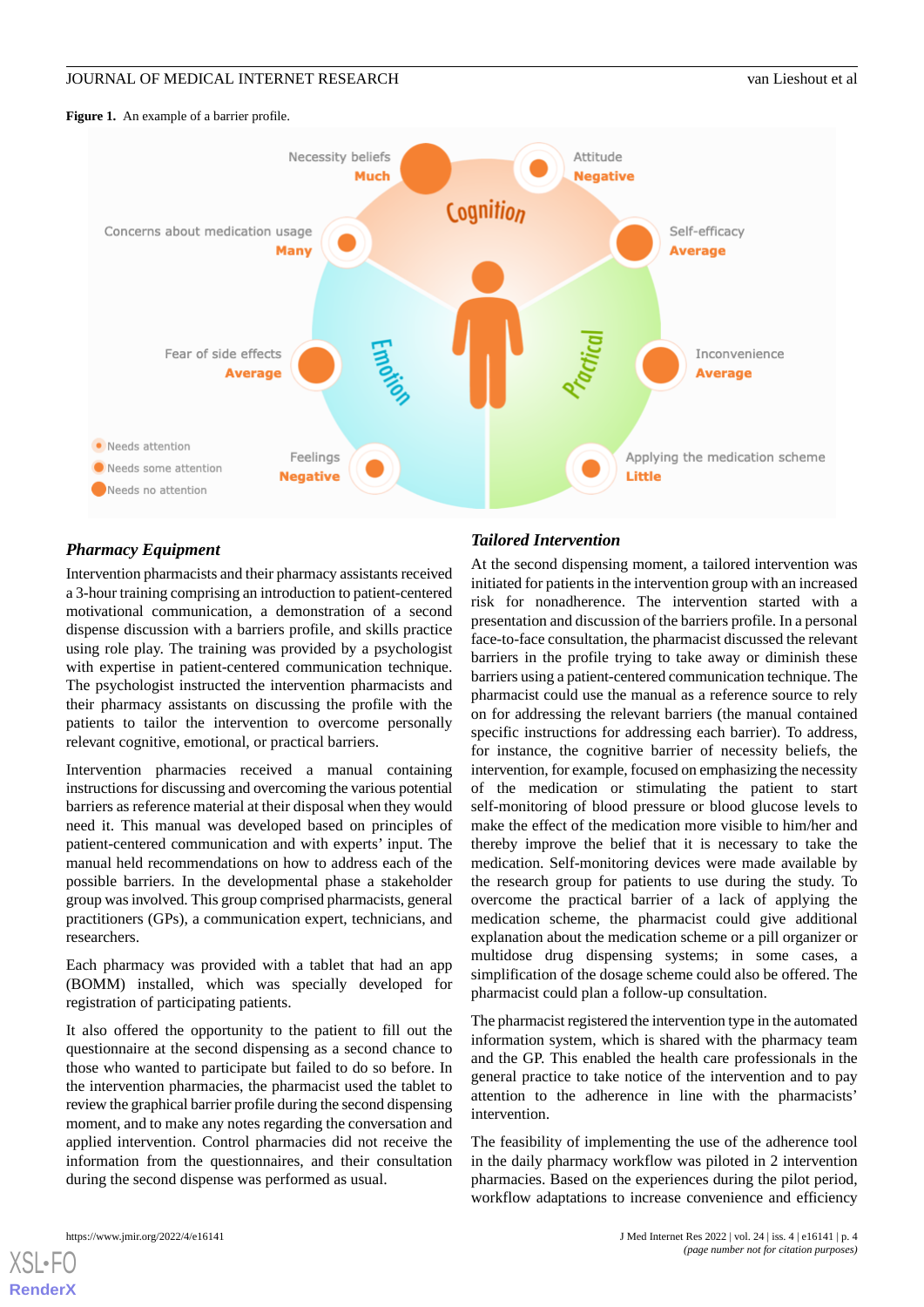**Figure 1.** An example of a barrier profile.

## Pharmacy Equipment

Intervention pharmacists and their pharmacy assistants received a 3-hour training comprising an introduction to patient-centered motivational communication, a demonstration of a second dispense discussion with a barriers profile, and skills practice using role play. The training was provided by a psychologist with expertise in patient-centered communication technique. The psychologist instructed the intervention pharmacists and their pharmacy assistants on discussing the profile with the patients to tailor the intervention to overcome personally relevant cognitive, emotional, or practical barriers.

Intervention pharmacies received a manual containing instructions for discussing and overcoming the various potential barriers as reference material at their disposal when they would need it. This manual was developed based on principles of patient-centered communication and with experts' input. The manual held recommendations on how to address each of the possible barriers. In the developmental phase a stakeholder group was involved. This group comprised pharmacists, general practitioners (GPs), a communication expert, technicians, and researchers.

Each pharmacy was provided with a tablet that had an app (BOMM) installed, which was specially developed for registration of participating patients.

It also offered the opportunity to the patient to fill out the questionnaire at the second dispensing as a second chance to those who wanted to participate but failed to do so before. In the intervention pharmacies, the pharmacist used the tablet to review the graphical barrier profile during the second dispensing moment, and to make any notes regarding the conversation and applied intervention. Control pharmacies did not receive the information from the questionnaires, and their consultation during the second dispense was performed as usual.

## Tailored Intervention

At the second dispensing moment, a tailored intervention was initiated for patients in the intervention group with an increased risk for nonadherence. The intervention started with a presentation and discussion of the barriers profile. In a personal face-to-face consultation, the pharmacist discussed the relevant barriers in the profile trying to take away or diminish these barriers using a patient-centered communication technique. The pharmacist could use the manual as a reference source to rely on for addressing the relevant barriers (the manual contained specific instructions for addressing each barrier). To address, for instance, the cognitive barrier of necessity beliefs, the intervention, for example, focused on emphasizing the necessity of the medication or stimulating the patient to start self-monitoring of blood pressure or blood glucose levels to make the effect of the medication more visible to him/her and thereby improve the belief that it is necessary to take the medication. Self-monitoring devices were made available by the research group for patients to use during the study. To overcome the practical barrier of a lack of applying the medication scheme, the pharmacist could give additional explanation about the medication scheme or a pill organizer or multidose drug dispensing systems; in some cases, a simplification of the dosage scheme could also be offered. The pharmacist could plan a follow-up consultation.

The pharmacist registered the intervention type in the automated information system, which is shared with the pharmacy team and the GP. This enabled the health care professionals in the general practice to take notice of the intervention and to pay attention to the adherence in line with the pharmacists' intervention.

The feasibility of implementing the use of the adherence tool in the daily pharmacy workflow was piloted in 2 intervention pharmacies. Based on the experiences during the pilot period, workflow adaptations to increase convenience and efficiency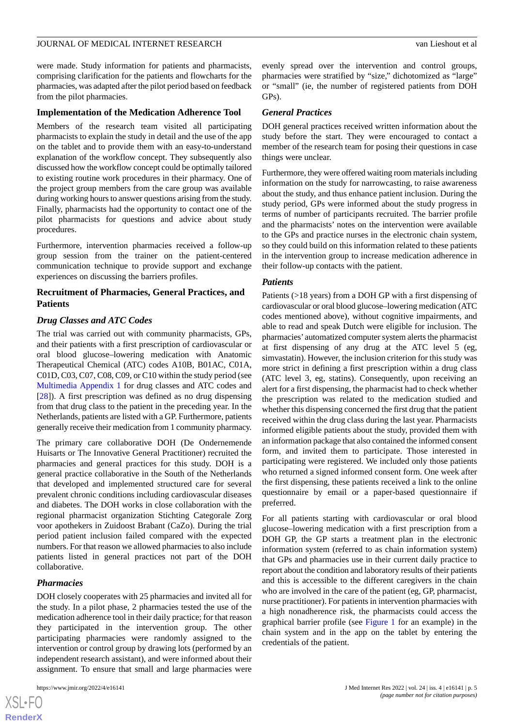were made. Study information for patients and pharmacists, comprising clarification for the patients and flowcharts for the pharmacies, was adapted after the pilot period based on feedback from the pilot pharmacies.

### Implementation of the Medication Adherence Tool

Members of the research team visited all participating pharmacists to explain the study in detail and the use of the app on the tablet and to provide them with an easy-to-understand explanation of the workflow concept. They subsequently also discussed how the workflow concept could be optimally tailored to existing routine work procedures in their pharmacy. One of the project group members from the care group was available during working hours to answer questions arising from the study. Finally, pharmacists had the opportunity to contact one of the pilot pharmacists for questions and advice about study procedures.

Furthermore, intervention pharmacies received a follow-up group session from the trainer on the patient-centered communication technique to provide support and exchange experiences on discussing the barriers profiles.

### Recruitment of Pharmacies, General Practices, and Patients

#### *Drug Classes and ATC Codes*

The trial was carried out with community pharmacists, GPs, and their patients with a first prescription of cardiovascular or oral blood glucose–lowering medication with Anatomic Therapeutical Chemical (ATC) codes A10B, B01AC, C01A, C01D, C03, C07, C08, C09, or C10 within the study period (see Multimedia Appendix 1 for drug classes and ATC codes and [28]). A first prescription was defined as no drug dispensing from that drug class to the patient in the preceding year. In the Netherlands, patients are listed with a GP. Furthermore, patients generally receive their medication from 1 community pharmacy.

The primary care collaborative DOH (De Ondernemende Huisarts or The Innovative General Practitioner) recruited the pharmacies and general practices for this study. DOH is a general practice collaborative in the South of the Netherlands that developed and implemented structured care for several prevalent chronic conditions including cardiovascular diseases and diabetes. The DOH works in close collaboration with the regional pharmacist organization Stichting Categorale Zorg voor apothekers in Zuidoost Brabant (CaZo). During the trial period patient inclusion failed compared with the expected numbers. For that reason we allowed pharmacies to also include patients listed in general practices not part of the DOH collaborative.

#### *Pharmacies*

DOH closely cooperates with 25 pharmacies and invited all for the study. In a pilot phase, 2 pharmacies tested the use of the medication adherence tool in their daily practice; for that reason they participated in the intervention group. The other participating pharmacies were randomly assigned to the intervention or control group by drawing lots (performed by an independent research assistant), and were informed about their assignment. To ensure that small and large pharmacies were evenly spread over the intervention and control groups, pharmacies were stratified by "size," dichotomized as "large" or "small" (ie, the number of registered patients from DOH GPs).

#### *General Practices*

DOH general practices received written information about the study before the start. They were encouraged to contact a member of the research team for posing their questions in case things were unclear.

Furthermore, they were offered waiting room materials including information on the study for narrowcasting, to raise awareness about the study, and thus enhance patient inclusion. During the study period, GPs were informed about the study progress in terms of number of participants recruited. The barrier profile and the pharmacists' notes on the intervention were available to the GPs and practice nurses in the electronic chain system, so they could build on this information related to these patients in the intervention group to increase medication adherence in their follow-up contacts with the patient.

#### *Patients*

Patients (>18 years) from a DOH GP with a first dispensing of cardiovascular or oral blood glucose–lowering medication (ATC codes mentioned above), without cognitive impairments, and able to read and speak Dutch were eligible for inclusion. The pharmacies' automatized computer system alerts the pharmacist at first dispensing of any drug at the ATC level 5 (eg, simvastatin). However, the inclusion criterion for this study was more strict in defining a first prescription within a drug class (ATC level 3, eg, statins). Consequently, upon receiving an alert for a first dispensing, the pharmacist had to check whether the prescription was related to the medication studied and whether this dispensing concerned the first drug that the patient received within the drug class during the last year. Pharmacists informed eligible patients about the study, provided them with an information package that also contained the informed consent form, and invited them to participate. Those interested in participating were registered. We included only those patients who returned a signed informed consent form. One week after the first dispensing, these patients received a link to the online questionnaire by email or a paper-based questionnaire if preferred.

For all patients starting with cardiovascular or oral blood glucose–lowering medication with a first prescription from a DOH GP, the GP starts a treatment plan in the electronic information system (referred to as chain information system) that GPs and pharmacies use in their current daily practice to report about the condition and laboratory results of their patients and this is accessible to the different caregivers in the chain who are involved in the care of the patient (eg, GP, pharmacist, nurse practitioner). For patients in intervention pharmacies with a high nonadherence risk, the pharmacists could access the graphical barrier profile (see Figure 1 for an example) in the chain system and in the app on the tablet by entering the credentials of the patient.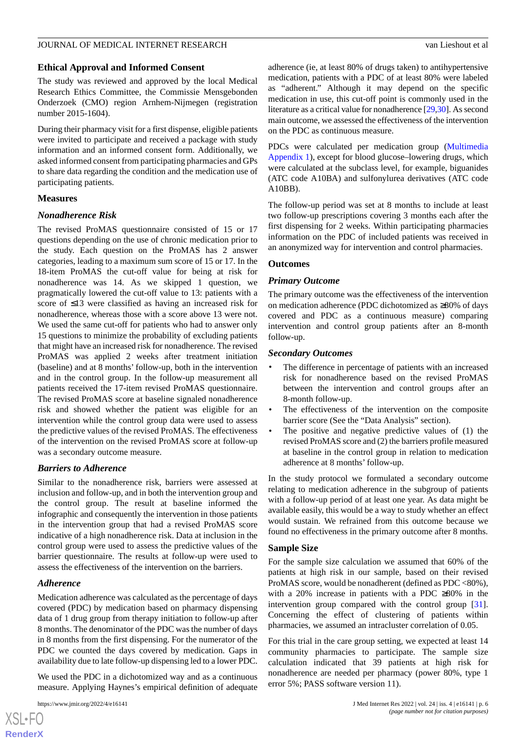## Ethical Approval and Informed Consent

The study was reviewed and approved by the local Medical Research Ethics Committee, the Commissie Mensgebonden Onderzoek (CMO) region Arnhem-Nijmegen (registration number 2015-1604).

During their pharmacy visit for a first dispense, eligible patients were invited to participate and received a package with study information and an informed consent form. Additionally, we asked informed consent from participating pharmacies and GPs to share data regarding the condition and the medication use of participating patients.

## Measures

### Nonadherence Risk

The revised ProMAS questionnaire consisted of 15 or 17 questions depending on the use of chronic medication prior to the study. Each question on the ProMAS has 2 answer categories, leading to a maximum sum score of 15 or 17. In the 18-item ProMAS the cut-off value for being at risk for nonadherence was 14. As we skipped 1 question, we pragmatically lowered the cut-off value to 13: patients with a score of ≤13 were classified as having an increased risk for nonadherence, whereas those with a score above 13 were not. We used the same cut-off for patients who had to answer only 15 questions to minimize the probability of excluding patients that might have an increased risk for nonadherence. The revised ProMAS was applied 2 weeks after treatment initiation (baseline) and at 8 months' follow-up, both in the intervention and in the control group. In the follow-up measurement all patients received the 17-item revised ProMAS questionnaire. The revised ProMAS score at baseline signaled nonadherence risk and showed whether the patient was eligible for an intervention while the control group data were used to assess the predictive values of the revised ProMAS. The effectiveness of the intervention on the revised ProMAS score at follow-up was a secondary outcome measure.

### Barriers to Adherence

Similar to the nonadherence risk, barriers were assessed at inclusion and follow-up, and in both the intervention group and the control group. The result at baseline informed the infographic and consequently the intervention in those patients in the intervention group that had a revised ProMAS score indicative of a high nonadherence risk. Data at inclusion in the control group were used to assess the predictive values of the barrier questionnaire. The results at follow-up were used to assess the effectiveness of the intervention on the barriers.

### Adherence

Medication adherence was calculated as the percentage of days covered (PDC) by medication based on pharmacy dispensing data of 1 drug group from therapy initiation to follow-up after 8 months. The denominator of the PDC was the number of days in 8 months from the first dispensing. For the numerator of the PDC we counted the days covered by medication. Gaps in availability due to late follow-up dispensing led to a lower PDC.

We used the PDC in a dichotomized way and as a continuous measure. Applying Haynes's empirical definition of adequate adherence (ie, at least 80% of drugs taken) to antihypertensive medication, patients with a PDC of at least 80% were labeled as "adherent." Although it may depend on the specific medication in use, this cut-off point is commonly used in the literature as a critical value for nonadherence [29,30]. As second main outcome, we assessed the effectiveness of the intervention on the PDC as continuous measure.

PDCs were calculated per medication group (Multimedia Appendix 1), except for blood glucose–lowering drugs, which were calculated at the subclass level, for example, biguanides (ATC code A10BA) and sulfonylurea derivatives (ATC code A10BB).

The follow-up period was set at 8 months to include at least two follow-up prescriptions covering 3 months each after the first dispensing for 2 weeks. Within participating pharmacies information on the PDC of included patients was received in an anonymized way for intervention and control pharmacies.

## Outcomes

### Primary Outcome

The primary outcome was the effectiveness of the intervention on medication adherence (PDC dichotomized as ≥80% of days covered and PDC as a continuous measure) comparing intervention and control group patients after an 8-month follow-up.

### Secondary Outcomes

- The difference in percentage of patients with an increased risk for nonadherence based on the revised ProMAS between the intervention and control groups after an 8-month follow-up.
- The effectiveness of the intervention on the composite barrier score (See the "Data Analysis" section).
- The positive and negative predictive values of (1) the revised ProMAS score and (2) the barriers profile measured at baseline in the control group in relation to medication adherence at 8 months' follow-up.

In the study protocol we formulated a secondary outcome relating to medication adherence in the subgroup of patients with a follow-up period of at least one year. As data might be available easily, this would be a way to study whether an effect would sustain. We refrained from this outcome because we found no effectiveness in the primary outcome after 8 months.

## Sample Size

For the sample size calculation we assumed that 60% of the patients at high risk in our sample, based on their revised ProMAS score, would be nonadherent (defined as PDC <80%), with a 20% increase in patients with a PDC ≥80% in the intervention group compared with the control group [31]. Concerning the effect of clustering of patients within pharmacies, we assumed an intracluster correlation of 0.05.

For this trial in the care group setting, we expected at least 14 community pharmacies to participate. The sample size calculation indicated that 39 patients at high risk for nonadherence are needed per pharmacy (power 80%, type 1 error 5%; PASS software version 11).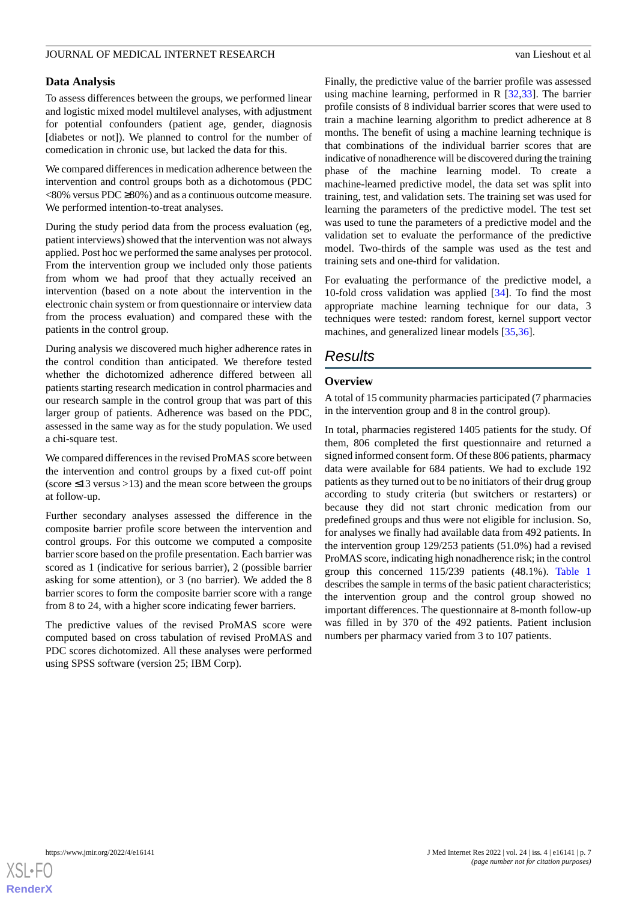### Data Analysis

To assess differences between the groups, we performed linear and logistic mixed model multilevel analyses, with adjustment for potential confounders (patient age, gender, diagnosis [diabetes or not]). We planned to control for the number of comedication in chronic use, but lacked the data for this.

We compared differences in medication adherence between the intervention and control groups both as a dichotomous (PDC <80% versus PDC ≥80%) and as a continuous outcome measure. We performed intention-to-treat analyses.

During the study period data from the process evaluation (eg, patient interviews) showed that the intervention was not always applied. Post hoc we performed the same analyses per protocol. From the intervention group we included only those patients from whom we had proof that they actually received an intervention (based on a note about the intervention in the electronic chain system or from questionnaire or interview data from the process evaluation) and compared these with the patients in the control group.

During analysis we discovered much higher adherence rates in the control condition than anticipated. We therefore tested whether the dichotomized adherence differed between all patients starting research medication in control pharmacies and our research sample in the control group that was part of this larger group of patients. Adherence was based on the PDC, assessed in the same way as for the study population. We used a chi-square test.

We compared differences in the revised ProMAS score between the intervention and control groups by a fixed cut-off point (score ≤13 versus >13) and the mean score between the groups at follow-up.

Further secondary analyses assessed the difference in the composite barrier profile score between the intervention and control groups. For this outcome we computed a composite barrier score based on the profile presentation. Each barrier was scored as 1 (indicative for serious barrier), 2 (possible barrier asking for some attention), or 3 (no barrier). We added the 8 barrier scores to form the composite barrier score with a range from 8 to 24, with a higher score indicating fewer barriers.

The predictive values of the revised ProMAS score were computed based on cross tabulation of revised ProMAS and PDC scores dichotomized. All these analyses were performed using SPSS software (version 25; IBM Corp).

Finally, the predictive value of the barrier profile was assessed using machine learning, performed in R [32,33]. The barrier profile consists of 8 individual barrier scores that were used to train a machine learning algorithm to predict adherence at 8 months. The benefit of using a machine learning technique is that combinations of the individual barrier scores that are indicative of nonadherence will be discovered during the training phase of the machine learning model. To create a machine-learned predictive model, the data set was split into training, test, and validation sets. The training set was used for learning the parameters of the predictive model. The test set was used to tune the parameters of a predictive model and the validation set to evaluate the performance of the predictive model. Two-thirds of the sample was used as the test and training sets and one-third for validation.

For evaluating the performance of the predictive model, a 10-fold cross validation was applied [34]. To find the most appropriate machine learning technique for our data, 3 techniques were tested: random forest, kernel support vector machines, and generalized linear models [35,36].

## Results

### Overview

A total of 15 community pharmacies participated (7 pharmacies in the intervention group and 8 in the control group).

In total, pharmacies registered 1405 patients for the study. Of them, 806 completed the first questionnaire and returned a signed informed consent form. Of these 806 patients, pharmacy data were available for 684 patients. We had to exclude 192 patients as they turned out to be no initiators of their drug group according to study criteria (but switchers or restarters) or because they did not start chronic medication from our predefined groups and thus were not eligible for inclusion. So, for analyses we finally had available data from 492 patients. In the intervention group 129/253 patients (51.0%) had a revised ProMAS score, indicating high nonadherence risk; in the control group this concerned 115/239 patients (48.1%). Table 1 describes the sample in terms of the basic patient characteristics; the intervention group and the control group showed no important differences. The questionnaire at 8-month follow-up was filled in by 370 of the 492 patients. Patient inclusion numbers per pharmacy varied from 3 to 107 patients.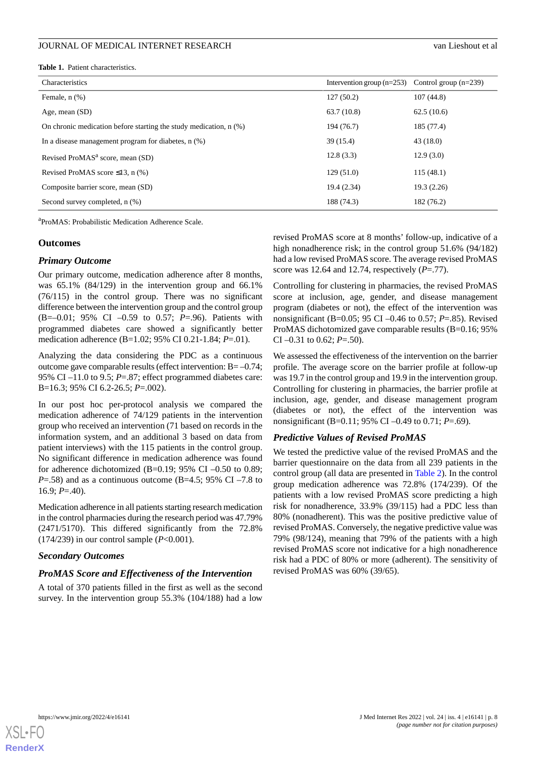**Table 1.** Patient characteristics.

| Characteristics | Intervention group (n=253) | Control group (n=239) |
|---|---|---|
| Female, n (%) | 127 (50.2) | 107 (44.8) |
| Age, mean (SD) | 63.7 (10.8) | 62.5 (10.6) |
| On chronic medication before starting the study medication, n (%) | 194 (76.7) | 185 (77.4) |
| In a disease management program for diabetes, n (%) | 39 (15.4) | 43 (18.0) |
| Revised ProMAS[a] score, mean (SD) | 12.8 (3.3) | 12.9 (3.0) |
| Revised ProMAS score ≤13, n (%) | 129 (51.0) | 115 (48.1) |
| Composite barrier score, mean (SD) | 19.4 (2.34) | 19.3 (2.26) |
| Second survey completed, n (%) | 188 (74.3) | 182 (76.2) |

[a]ProMAS: Probabilistic Medication Adherence Scale.

## Outcomes

### *Primary Outcome*

Our primary outcome, medication adherence after 8 months, was 65.1% (84/129) in the intervention group and 66.1% (76/115) in the control group. There was no significant difference between the intervention group and the control group (B=–0.01; 95% CI –0.59 to 0.57; *P*=.96). Patients with programmed diabetes care showed a significantly better medication adherence (B=1.02; 95% CI 0.21-1.84; *P*=.01).

Analyzing the data considering the PDC as a continuous outcome gave comparable results (effect intervention: B= –0.74; 95% CI –11.0 to 9.5; *P*=.87; effect programmed diabetes care: B=16.3; 95% CI 6.2-26.5; *P*=.002).

In our post hoc per-protocol analysis we compared the medication adherence of 74/129 patients in the intervention group who received an intervention (71 based on records in the information system, and an additional 3 based on data from patient interviews) with the 115 patients in the control group. No significant difference in medication adherence was found for adherence dichotomized (B=0.19; 95% CI –0.50 to 0.89; *P*=.58) and as a continuous outcome (B=4.5; 95% CI –7.8 to 16.9; *P*=.40).

Medication adherence in all patients starting research medication in the control pharmacies during the research period was 47.79% (2471/5170). This differed significantly from the 72.8% (174/239) in our control sample (*P*<0.001).

### *Secondary Outcomes*

### *ProMAS Score and Effectiveness of the Intervention*

A total of 370 patients filled in the first as well as the second survey. In the intervention group 55.3% (104/188) had a low revised ProMAS score at 8 months' follow-up, indicative of a high nonadherence risk; in the control group 51.6% (94/182) had a low revised ProMAS score. The average revised ProMAS score was 12.64 and 12.74, respectively (*P*=.77).

Controlling for clustering in pharmacies, the revised ProMAS score at inclusion, age, gender, and disease management program (diabetes or not), the effect of the intervention was nonsignificant (B=0.05; 95 CI –0.46 to 0.57; *P*=.85). Revised ProMAS dichotomized gave comparable results (B=0.16; 95% CI –0.31 to 0.62; *P*=.50).

We assessed the effectiveness of the intervention on the barrier profile. The average score on the barrier profile at follow-up was 19.7 in the control group and 19.9 in the intervention group. Controlling for clustering in pharmacies, the barrier profile at inclusion, age, gender, and disease management program (diabetes or not), the effect of the intervention was nonsignificant (B=0.11; 95% CI –0.49 to 0.71; *P*=.69).

### *Predictive Values of Revised ProMAS*

We tested the predictive value of the revised ProMAS and the barrier questionnaire on the data from all 239 patients in the control group (all data are presented in Table 2). In the control group medication adherence was 72.8% (174/239). Of the patients with a low revised ProMAS score predicting a high risk for nonadherence, 33.9% (39/115) had a PDC less than 80% (nonadherent). This was the positive predictive value of revised ProMAS. Conversely, the negative predictive value was 79% (98/124), meaning that 79% of the patients with a high revised ProMAS score not indicative for a high nonadherence risk had a PDC of 80% or more (adherent). The sensitivity of revised ProMAS was 60% (39/65).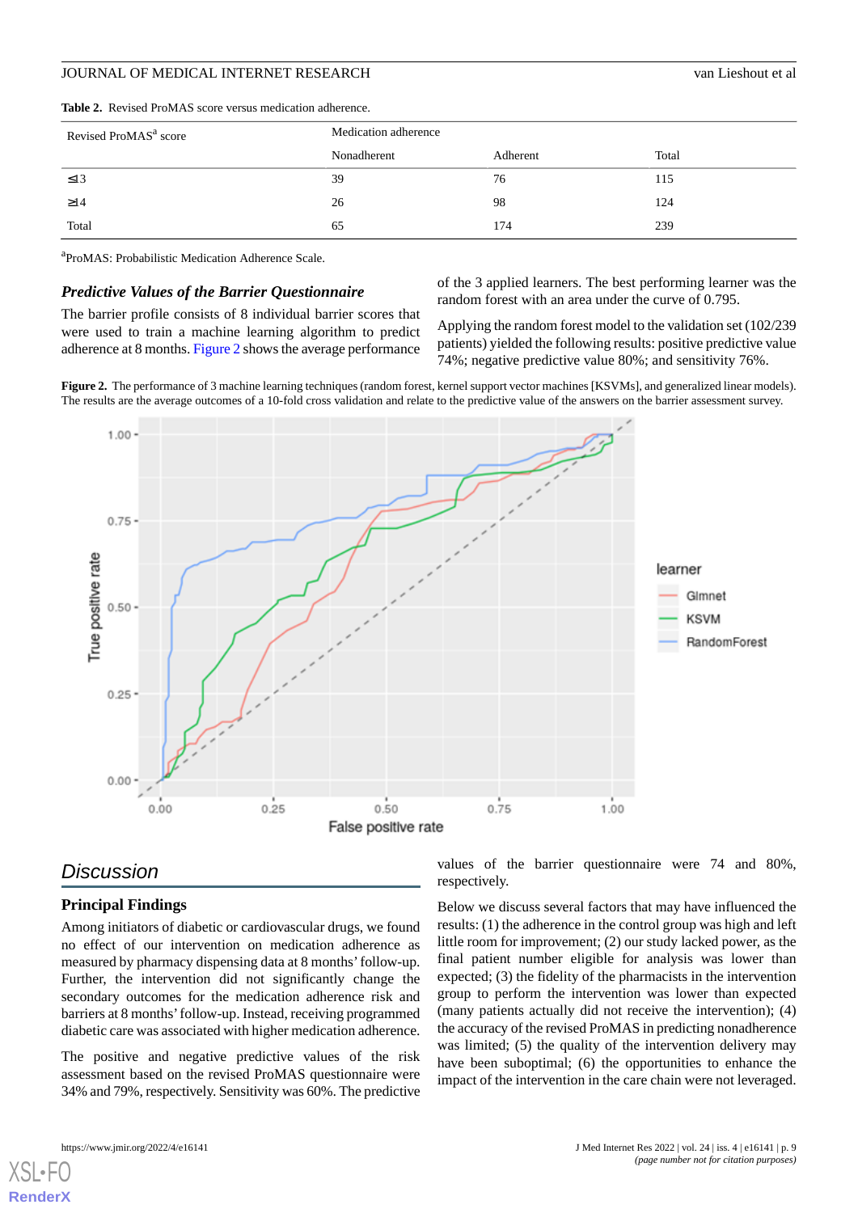**Table 2.** Revised ProMAS score versus medication adherence.

| Revised ProMAS[a] score | Medication adherence | | |
|---|---|---|---|
| | Nonadherent | Adherent | Total |
| ≤13 | 39 | 76 | 115 |
| ≥14 | 26 | 98 | 124 |
| Total | 65 | 174 | 239 |

[a]ProMAS: Probabilistic Medication Adherence Scale.

### Predictive Values of the Barrier Questionnaire

The barrier profile consists of 8 individual barrier scores that were used to train a machine learning algorithm to predict adherence at 8 months. Figure 2 shows the average performance of the 3 applied learners. The best performing learner was the random forest with an area under the curve of 0.795.

Applying the random forest model to the validation set (102/239 patients) yielded the following results: positive predictive value 74%; negative predictive value 80%; and sensitivity 76%.

**Figure 2.** The performance of 3 machine learning techniques (random forest, kernel support vector machines [KSVMs], and generalized linear models). The results are the average outcomes of a 10-fold cross validation and relate to the predictive value of the answers on the barrier assessment survey.

## Discussion

### Principal Findings

Among initiators of diabetic or cardiovascular drugs, we found no effect of our intervention on medication adherence as measured by pharmacy dispensing data at 8 months' follow-up. Further, the intervention did not significantly change the secondary outcomes for the medication adherence risk and barriers at 8 months' follow-up. Instead, receiving programmed diabetic care was associated with higher medication adherence.

The positive and negative predictive values of the risk assessment based on the revised ProMAS questionnaire were 34% and 79%, respectively. Sensitivity was 60%. The predictive values of the barrier questionnaire were 74 and 80%, respectively.

Below we discuss several factors that may have influenced the results: (1) the adherence in the control group was high and left little room for improvement; (2) our study lacked power, as the final patient number eligible for analysis was lower than expected; (3) the fidelity of the pharmacists in the intervention group to perform the intervention was lower than expected (many patients actually did not receive the intervention); (4) the accuracy of the revised ProMAS in predicting nonadherence was limited; (5) the quality of the intervention delivery may have been suboptimal; (6) the opportunities to enhance the impact of the intervention in the care chain were not leveraged.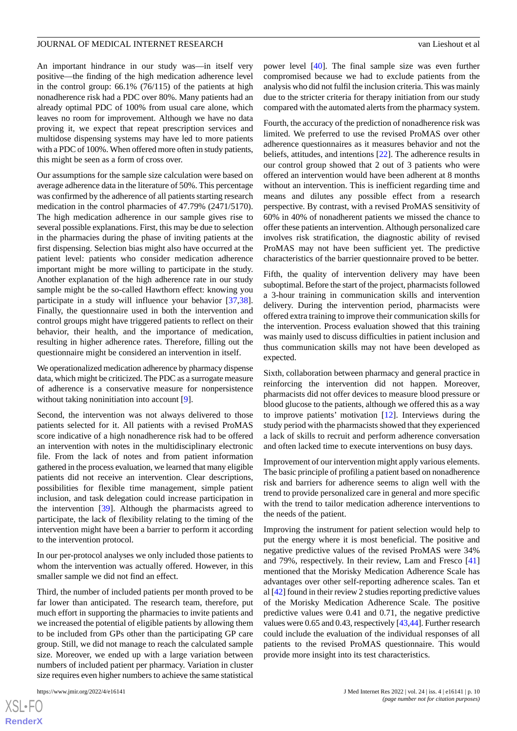An important hindrance in our study was—in itself very positive—the finding of the high medication adherence level in the control group: 66.1% (76/115) of the patients at high nonadherence risk had a PDC over 80%. Many patients had an already optimal PDC of 100% from usual care alone, which leaves no room for improvement. Although we have no data proving it, we expect that repeat prescription services and multidose dispensing systems may have led to more patients with a PDC of 100%. When offered more often in study patients, this might be seen as a form of cross over.

Our assumptions for the sample size calculation were based on average adherence data in the literature of 50%. This percentage was confirmed by the adherence of all patients starting research medication in the control pharmacies of 47.79% (2471/5170). The high medication adherence in our sample gives rise to several possible explanations. First, this may be due to selection in the pharmacies during the phase of inviting patients at the first dispensing. Selection bias might also have occurred at the patient level: patients who consider medication adherence important might be more willing to participate in the study. Another explanation of the high adherence rate in our study sample might be the so-called Hawthorn effect: knowing you participate in a study will influence your behavior [37,38]. Finally, the questionnaire used in both the intervention and control groups might have triggered patients to reflect on their behavior, their health, and the importance of medication, resulting in higher adherence rates. Therefore, filling out the questionnaire might be considered an intervention in itself.

We operationalized medication adherence by pharmacy dispense data, which might be criticized. The PDC as a surrogate measure of adherence is a conservative measure for nonpersistence without taking noninitiation into account [9].

Second, the intervention was not always delivered to those patients selected for it. All patients with a revised ProMAS score indicative of a high nonadherence risk had to be offered an intervention with notes in the multidisciplinary electronic file. From the lack of notes and from patient information gathered in the process evaluation, we learned that many eligible patients did not receive an intervention. Clear descriptions, possibilities for flexible time management, simple patient inclusion, and task delegation could increase participation in the intervention [39]. Although the pharmacists agreed to participate, the lack of flexibility relating to the timing of the intervention might have been a barrier to perform it according to the intervention protocol.

In our per-protocol analyses we only included those patients to whom the intervention was actually offered. However, in this smaller sample we did not find an effect.

Third, the number of included patients per month proved to be far lower than anticipated. The research team, therefore, put much effort in supporting the pharmacies to invite patients and we increased the potential of eligible patients by allowing them to be included from GPs other than the participating GP care group. Still, we did not manage to reach the calculated sample size. Moreover, we ended up with a large variation between numbers of included patient per pharmacy. Variation in cluster size requires even higher numbers to achieve the same statistical power level [40]. The final sample size was even further compromised because we had to exclude patients from the analysis who did not fulfil the inclusion criteria. This was mainly due to the stricter criteria for therapy initiation from our study compared with the automated alerts from the pharmacy system.

Fourth, the accuracy of the prediction of nonadherence risk was limited. We preferred to use the revised ProMAS over other adherence questionnaires as it measures behavior and not the beliefs, attitudes, and intentions [22]. The adherence results in our control group showed that 2 out of 3 patients who were offered an intervention would have been adherent at 8 months without an intervention. This is inefficient regarding time and means and dilutes any possible effect from a research perspective. By contrast, with a revised ProMAS sensitivity of 60% in 40% of nonadherent patients we missed the chance to offer these patients an intervention. Although personalized care involves risk stratification, the diagnostic ability of revised ProMAS may not have been sufficient yet. The predictive characteristics of the barrier questionnaire proved to be better.

Fifth, the quality of intervention delivery may have been suboptimal. Before the start of the project, pharmacists followed a 3-hour training in communication skills and intervention delivery. During the intervention period, pharmacists were offered extra training to improve their communication skills for the intervention. Process evaluation showed that this training was mainly used to discuss difficulties in patient inclusion and thus communication skills may not have been developed as expected.

Sixth, collaboration between pharmacy and general practice in reinforcing the intervention did not happen. Moreover, pharmacists did not offer devices to measure blood pressure or blood glucose to the patients, although we offered this as a way to improve patients' motivation [12]. Interviews during the study period with the pharmacists showed that they experienced a lack of skills to recruit and perform adherence conversation and often lacked time to execute interventions on busy days.

Improvement of our intervention might apply various elements. The basic principle of profiling a patient based on nonadherence risk and barriers for adherence seems to align well with the trend to provide personalized care in general and more specific with the trend to tailor medication adherence interventions to the needs of the patient.

Improving the instrument for patient selection would help to put the energy where it is most beneficial. The positive and negative predictive values of the revised ProMAS were 34% and 79%, respectively. In their review, Lam and Fresco [41] mentioned that the Morisky Medication Adherence Scale has advantages over other self-reporting adherence scales. Tan et al [42] found in their review 2 studies reporting predictive values of the Morisky Medication Adherence Scale. The positive predictive values were 0.41 and 0.71, the negative predictive values were 0.65 and 0.43, respectively [43,44]. Further research could include the evaluation of the individual responses of all patients to the revised ProMAS questionnaire. This would provide more insight into its test characteristics.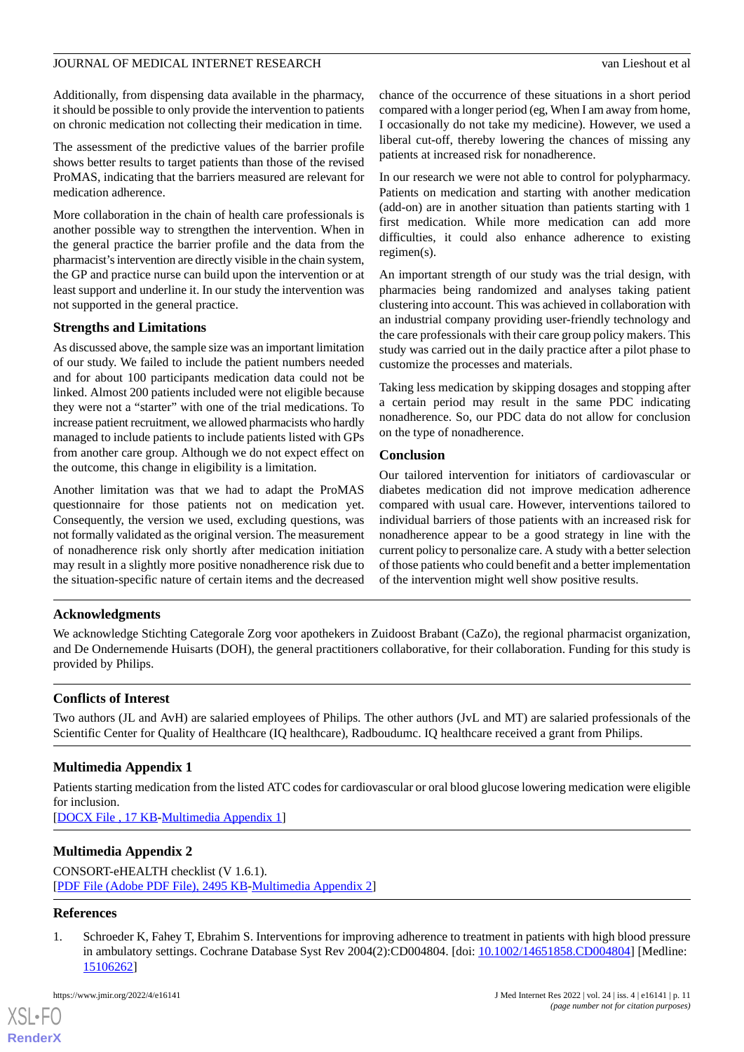Additionally, from dispensing data available in the pharmacy, it should be possible to only provide the intervention to patients on chronic medication not collecting their medication in time.

The assessment of the predictive values of the barrier profile shows better results to target patients than those of the revised ProMAS, indicating that the barriers measured are relevant for medication adherence.

More collaboration in the chain of health care professionals is another possible way to strengthen the intervention. When in the general practice the barrier profile and the data from the pharmacist's intervention are directly visible in the chain system, the GP and practice nurse can build upon the intervention or at least support and underline it. In our study the intervention was not supported in the general practice.

### Strengths and Limitations

As discussed above, the sample size was an important limitation of our study. We failed to include the patient numbers needed and for about 100 participants medication data could not be linked. Almost 200 patients included were not eligible because they were not a "starter" with one of the trial medications. To increase patient recruitment, we allowed pharmacists who hardly managed to include patients to include patients listed with GPs from another care group. Although we do not expect effect on the outcome, this change in eligibility is a limitation.

Another limitation was that we had to adapt the ProMAS questionnaire for those patients not on medication yet. Consequently, the version we used, excluding questions, was not formally validated as the original version. The measurement of nonadherence risk only shortly after medication initiation may result in a slightly more positive nonadherence risk due to the situation-specific nature of certain items and the decreased chance of the occurrence of these situations in a short period compared with a longer period (eg, When I am away from home, I occasionally do not take my medicine). However, we used a liberal cut-off, thereby lowering the chances of missing any patients at increased risk for nonadherence.

In our research we were not able to control for polypharmacy. Patients on medication and starting with another medication (add-on) are in another situation than patients starting with 1 first medication. While more medication can add more difficulties, it could also enhance adherence to existing regimen(s).

An important strength of our study was the trial design, with pharmacies being randomized and analyses taking patient clustering into account. This was achieved in collaboration with an industrial company providing user-friendly technology and the care professionals with their care group policy makers. This study was carried out in the daily practice after a pilot phase to customize the processes and materials.

Taking less medication by skipping dosages and stopping after a certain period may result in the same PDC indicating nonadherence. So, our PDC data do not allow for conclusion on the type of nonadherence.

### Conclusion

Our tailored intervention for initiators of cardiovascular or diabetes medication did not improve medication adherence compared with usual care. However, interventions tailored to individual barriers of those patients with an increased risk for nonadherence appear to be a good strategy in line with the current policy to personalize care. A study with a better selection of those patients who could benefit and a better implementation of the intervention might well show positive results.

## Acknowledgments

We acknowledge Stichting Categorale Zorg voor apothekers in Zuidoost Brabant (CaZo), the regional pharmacist organization, and De Ondernemende Huisarts (DOH), the general practitioners collaborative, for their collaboration. Funding for this study is provided by Philips.

## Conflicts of Interest

Two authors (JL and AvH) are salaried employees of Philips. The other authors (JvL and MT) are salaried professionals of the Scientific Center for Quality of Healthcare (IQ healthcare), Radboudumc. IQ healthcare received a grant from Philips.

## Multimedia Appendix 1

Patients starting medication from the listed ATC codes for cardiovascular or oral blood glucose lowering medication were eligible for inclusion.

[DOCX File , 17 KB-Multimedia Appendix 1]

## Multimedia Appendix 2

CONSORT-eHEALTH checklist (V 1.6.1).

[PDF File (Adobe PDF File), 2495 KB-Multimedia Appendix 2]

## References

1. Schroeder K, Fahey T, Ebrahim S. Interventions for improving adherence to treatment in patients with high blood pressure in ambulatory settings. Cochrane Database Syst Rev 2004(2):CD004804. [doi: 10.1002/14651858.CD004804] [Medline: 15106262]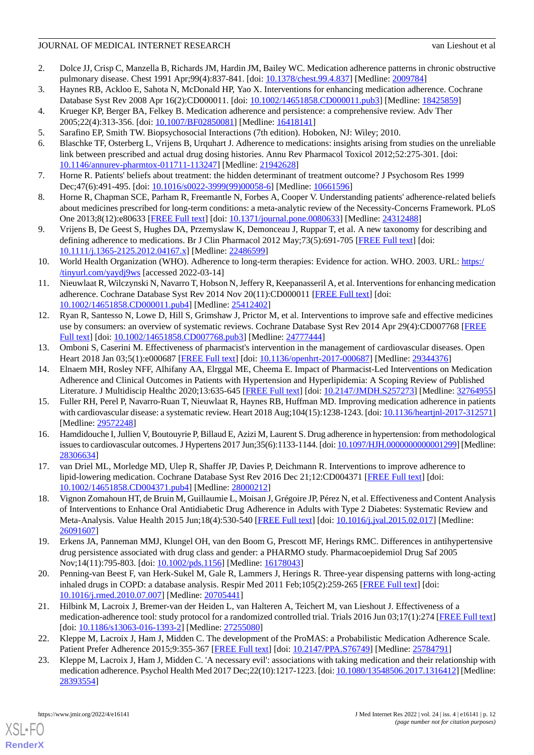2. Dolce JJ, Crisp C, Manzella B, Richards JM, Hardin JM, Bailey WC. Medication adherence patterns in chronic obstructive pulmonary disease. Chest 1991 Apr;99(4):837-841. [doi: 10.1378/chest.99.4.837] [Medline: 2009784]
3. Haynes RB, Ackloo E, Sahota N, McDonald HP, Yao X. Interventions for enhancing medication adherence. Cochrane Database Syst Rev 2008 Apr 16(2):CD000011. [doi: 10.1002/14651858.CD000011.pub3] [Medline: 18425859]
4. Krueger KP, Berger BA, Felkey B. Medication adherence and persistence: a comprehensive review. Adv Ther 2005;22(4):313-356. [doi: 10.1007/BF02850081] [Medline: 16418141]
5. Sarafino EP, Smith TW. Biopsychosocial Interactions (7th edition). Hoboken, NJ: Wiley; 2010.
6. Blaschke TF, Osterberg L, Vrijens B, Urquhart J. Adherence to medications: insights arising from studies on the unreliable link between prescribed and actual drug dosing histories. Annu Rev Pharmacol Toxicol 2012;52:275-301. [doi: 10.1146/annurev-pharmtox-011711-113247] [Medline: 21942628]
7. Horne R. Patients' beliefs about treatment: the hidden determinant of treatment outcome? J Psychosom Res 1999 Dec;47(6):491-495. [doi: 10.1016/s0022-3999(99)00058-6] [Medline: 10661596]
8. Horne R, Chapman SCE, Parham R, Freemantle N, Forbes A, Cooper V. Understanding patients' adherence-related beliefs about medicines prescribed for long-term conditions: a meta-analytic review of the Necessity-Concerns Framework. PLoS One 2013;8(12):e80633 [FREE Full text] [doi: 10.1371/journal.pone.0080633] [Medline: 24312488]
9. Vrijens B, De Geest S, Hughes DA, Przemyslaw K, Demonceau J, Ruppar T, et al. A new taxonomy for describing and defining adherence to medications. Br J Clin Pharmacol 2012 May;73(5):691-705 [FREE Full text] [doi: 10.1111/j.1365-2125.2012.04167.x] [Medline: 22486599]
10. World Health Organization (WHO). Adherence to long-term therapies: Evidence for action. WHO. 2003. URL: https://tinyurl.com/yaydj9ws [accessed 2022-03-14]
11. Nieuwlaat R, Wilczynski N, Navarro T, Hobson N, Jeffery R, Keepanasseril A, et al. Interventions for enhancing medication adherence. Cochrane Database Syst Rev 2014 Nov 20(11):CD000011 [FREE Full text] [doi: 10.1002/14651858.CD000011.pub4] [Medline: 25412402]
12. Ryan R, Santesso N, Lowe D, Hill S, Grimshaw J, Prictor M, et al. Interventions to improve safe and effective medicines use by consumers: an overview of systematic reviews. Cochrane Database Syst Rev 2014 Apr 29(4):CD007768 [FREE Full text] [doi: 10.1002/14651858.CD007768.pub3] [Medline: 24777444]
13. Omboni S, Caserini M. Effectiveness of pharmacist's intervention in the management of cardiovascular diseases. Open Heart 2018 Jan 03;5(1):e000687 [FREE Full text] [doi: 10.1136/openhrt-2017-000687] [Medline: 29344376]
14. Elnaem MH, Rosley NFF, Alhifany AA, Elrggal ME, Cheema E. Impact of Pharmacist-Led Interventions on Medication Adherence and Clinical Outcomes in Patients with Hypertension and Hyperlipidemia: A Scoping Review of Published Literature. J Multidiscip Healthc 2020;13:635-645 [FREE Full text] [doi: 10.2147/JMDH.S257273] [Medline: 32764955]
15. Fuller RH, Perel P, Navarro-Ruan T, Nieuwlaat R, Haynes RB, Huffman MD. Improving medication adherence in patients with cardiovascular disease: a systematic review. Heart 2018 Aug;104(15):1238-1243. [doi: 10.1136/heartjnl-2017-312571] [Medline: 29572248]
16. Hamdidouche I, Jullien V, Boutouyrie P, Billaud E, Azizi M, Laurent S. Drug adherence in hypertension: from methodological issues to cardiovascular outcomes. J Hypertens 2017 Jun;35(6):1133-1144. [doi: 10.1097/HJH.0000000000001299] [Medline: 28306634]
17. van Driel ML, Morledge MD, Ulep R, Shaffer JP, Davies P, Deichmann R. Interventions to improve adherence to lipid-lowering medication. Cochrane Database Syst Rev 2016 Dec 21;12:CD004371 [FREE Full text] [doi: 10.1002/14651858.CD004371.pub4] [Medline: 28000212]
18. Vignon Zomahoun HT, de Bruin M, Guillaumie L, Moisan J, Grégoire JP, Pérez N, et al. Effectiveness and Content Analysis of Interventions to Enhance Oral Antidiabetic Drug Adherence in Adults with Type 2 Diabetes: Systematic Review and Meta-Analysis. Value Health 2015 Jun;18(4):530-540 [FREE Full text] [doi: 10.1016/j.jval.2015.02.017] [Medline: 26091607]
19. Erkens JA, Panneman MMJ, Klungel OH, van den Boom G, Prescott MF, Herings RMC. Differences in antihypertensive drug persistence associated with drug class and gender: a PHARMO study. Pharmacoepidemiol Drug Saf 2005 Nov;14(11):795-803. [doi: 10.1002/pds.1156] [Medline: 16178043]
20. Penning-van Beest F, van Herk-Sukel M, Gale R, Lammers J, Herings R. Three-year dispensing patterns with long-acting inhaled drugs in COPD: a database analysis. Respir Med 2011 Feb;105(2):259-265 [FREE Full text] [doi: 10.1016/j.rmed.2010.07.007] [Medline: 20705441]
21. Hilbink M, Lacroix J, Bremer-van der Heiden L, van Halteren A, Teichert M, van Lieshout J. Effectiveness of a medication-adherence tool: study protocol for a randomized controlled trial. Trials 2016 Jun 03;17(1):274 [FREE Full text] [doi: 10.1186/s13063-016-1393-2] [Medline: 27255080]
22. Kleppe M, Lacroix J, Ham J, Midden C. The development of the ProMAS: a Probabilistic Medication Adherence Scale. Patient Prefer Adherence 2015;9:355-367 [FREE Full text] [doi: 10.2147/PPA.S76749] [Medline: 25784791]
23. Kleppe M, Lacroix J, Ham J, Midden C. 'A necessary evil': associations with taking medication and their relationship with medication adherence. Psychol Health Med 2017 Dec;22(10):1217-1223. [doi: 10.1080/13548506.2017.1316412] [Medline: 28393554]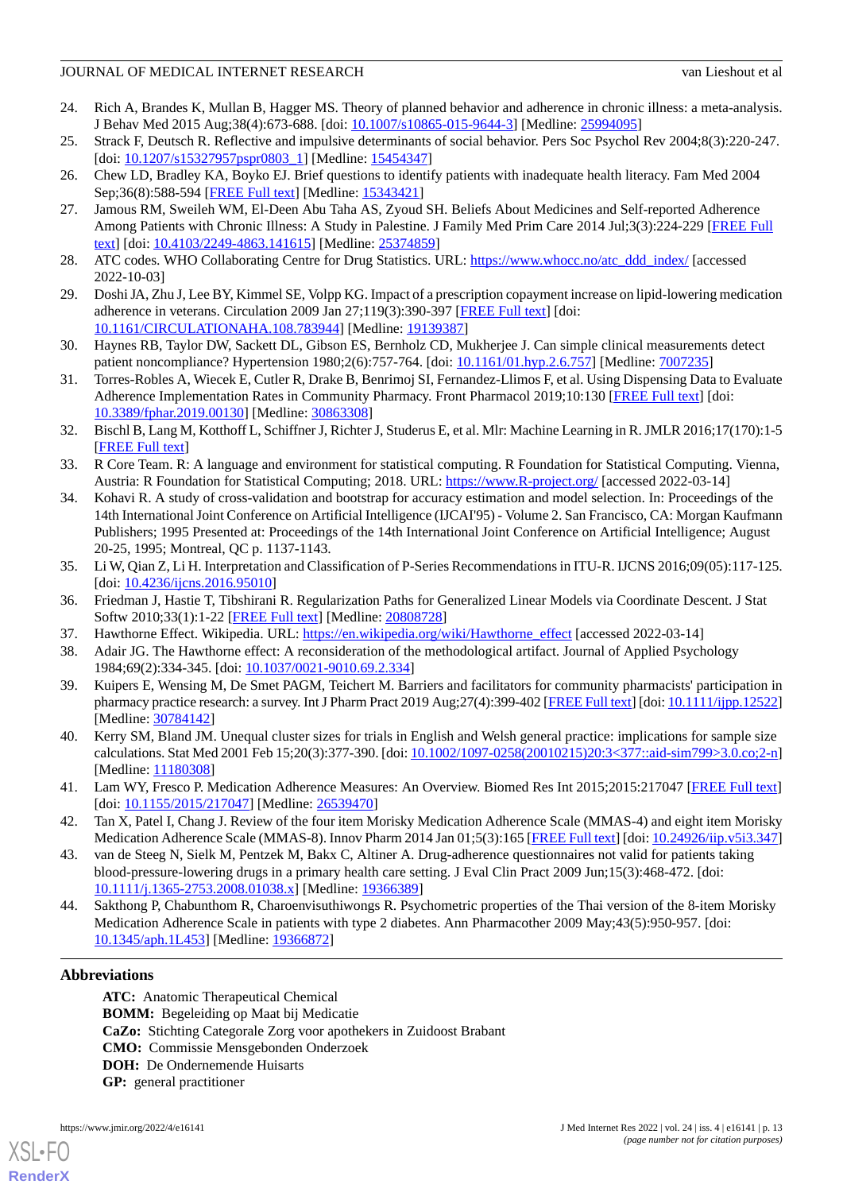24. Rich A, Brandes K, Mullan B, Hagger MS. Theory of planned behavior and adherence in chronic illness: a meta-analysis. J Behav Med 2015 Aug;38(4):673-688. [doi: 10.1007/s10865-015-9644-3] [Medline: 25994095]
25. Strack F, Deutsch R. Reflective and impulsive determinants of social behavior. Pers Soc Psychol Rev 2004;8(3):220-247. [doi: 10.1207/s15327957pspr0803_1] [Medline: 15454347]
26. Chew LD, Bradley KA, Boyko EJ. Brief questions to identify patients with inadequate health literacy. Fam Med 2004 Sep;36(8):588-594 [FREE Full text] [Medline: 15343421]
27. Jamous RM, Sweileh WM, El-Deen Abu Taha AS, Zyoud SH. Beliefs About Medicines and Self-reported Adherence Among Patients with Chronic Illness: A Study in Palestine. J Family Med Prim Care 2014 Jul;3(3):224-229 [FREE Full text] [doi: 10.4103/2249-4863.141615] [Medline: 25374859]
28. ATC codes. WHO Collaborating Centre for Drug Statistics. URL: https://www.whocc.no/atc_ddd_index/ [accessed 2022-10-03]
29. Doshi JA, Zhu J, Lee BY, Kimmel SE, Volpp KG. Impact of a prescription copayment increase on lipid-lowering medication adherence in veterans. Circulation 2009 Jan 27;119(3):390-397 [FREE Full text] [doi: 10.1161/CIRCULATIONAHA.108.783944] [Medline: 19139387]
30. Haynes RB, Taylor DW, Sackett DL, Gibson ES, Bernholz CD, Mukherjee J. Can simple clinical measurements detect patient noncompliance? Hypertension 1980;2(6):757-764. [doi: 10.1161/01.hyp.2.6.757] [Medline: 7007235]
31. Torres-Robles A, Wiecek E, Cutler R, Drake B, Benrimoj SI, Fernandez-Llimos F, et al. Using Dispensing Data to Evaluate Adherence Implementation Rates in Community Pharmacy. Front Pharmacol 2019;10:130 [FREE Full text] [doi: 10.3389/fphar.2019.00130] [Medline: 30863308]
32. Bischl B, Lang M, Kotthoff L, Schiffner J, Richter J, Studerus E, et al. Mlr: Machine Learning in R. JMLR 2016;17(170):1-5 [FREE Full text]
33. R Core Team. R: A language and environment for statistical computing. R Foundation for Statistical Computing. Vienna, Austria: R Foundation for Statistical Computing; 2018. URL: https://www.R-project.org/ [accessed 2022-03-14]
34. Kohavi R. A study of cross-validation and bootstrap for accuracy estimation and model selection. In: Proceedings of the 14th International Joint Conference on Artificial Intelligence (IJCAI'95) - Volume 2. San Francisco, CA: Morgan Kaufmann Publishers; 1995 Presented at: Proceedings of the 14th International Joint Conference on Artificial Intelligence; August 20-25, 1995; Montreal, QC p. 1137-1143.
35. Li W, Qian Z, Li H. Interpretation and Classification of P-Series Recommendations in ITU-R. IJCNS 2016;09(05):117-125. [doi: 10.4236/ijcns.2016.95010]
36. Friedman J, Hastie T, Tibshirani R. Regularization Paths for Generalized Linear Models via Coordinate Descent. J Stat Softw 2010;33(1):1-22 [FREE Full text] [Medline: 20808728]
37. Hawthorne Effect. Wikipedia. URL: https://en.wikipedia.org/wiki/Hawthorne_effect [accessed 2022-03-14]
38. Adair JG. The Hawthorne effect: A reconsideration of the methodological artifact. Journal of Applied Psychology 1984;69(2):334-345. [doi: 10.1037/0021-9010.69.2.334]
39. Kuipers E, Wensing M, De Smet PAGM, Teichert M. Barriers and facilitators for community pharmacists' participation in pharmacy practice research: a survey. Int J Pharm Pract 2019 Aug;27(4):399-402 [FREE Full text] [doi: 10.1111/ijpp.12522] [Medline: 30784142]
40. Kerry SM, Bland JM. Unequal cluster sizes for trials in English and Welsh general practice: implications for sample size calculations. Stat Med 2001 Feb 15;20(3):377-390. [doi: 10.1002/1097-0258(20010215)20:3<377::aid-sim799>3.0.co;2-n] [Medline: 11180308]
41. Lam WY, Fresco P. Medication Adherence Measures: An Overview. Biomed Res Int 2015;2015:217047 [FREE Full text] [doi: 10.1155/2015/217047] [Medline: 26539470]
42. Tan X, Patel I, Chang J. Review of the four item Morisky Medication Adherence Scale (MMAS-4) and eight item Morisky Medication Adherence Scale (MMAS-8). Innov Pharm 2014 Jan 01;5(3):165 [FREE Full text] [doi: 10.24926/iip.v5i3.347]
43. van de Steeg N, Sielk M, Pentzek M, Bakx C, Altiner A. Drug-adherence questionnaires not valid for patients taking blood-pressure-lowering drugs in a primary health care setting. J Eval Clin Pract 2009 Jun;15(3):468-472. [doi: 10.1111/j.1365-2753.2008.01038.x] [Medline: 19366389]
44. Sakthong P, Chabunthom R, Charoenvisuthiwongs R. Psychometric properties of the Thai version of the 8-item Morisky Medication Adherence Scale in patients with type 2 diabetes. Ann Pharmacother 2009 May;43(5):950-957. [doi: 10.1345/aph.1L453] [Medline: 19366872]

## Abbreviations

**ATC:** Anatomic Therapeutical Chemical
**BOMM:** Begeleiding op Maat bij Medicatie
**CaZo:** Stichting Categorale Zorg voor apothekers in Zuidoost Brabant
**CMO:** Commissie Mensgebonden Onderzoek
**DOH:** De Ondernemende Huisarts
**GP:** general practitioner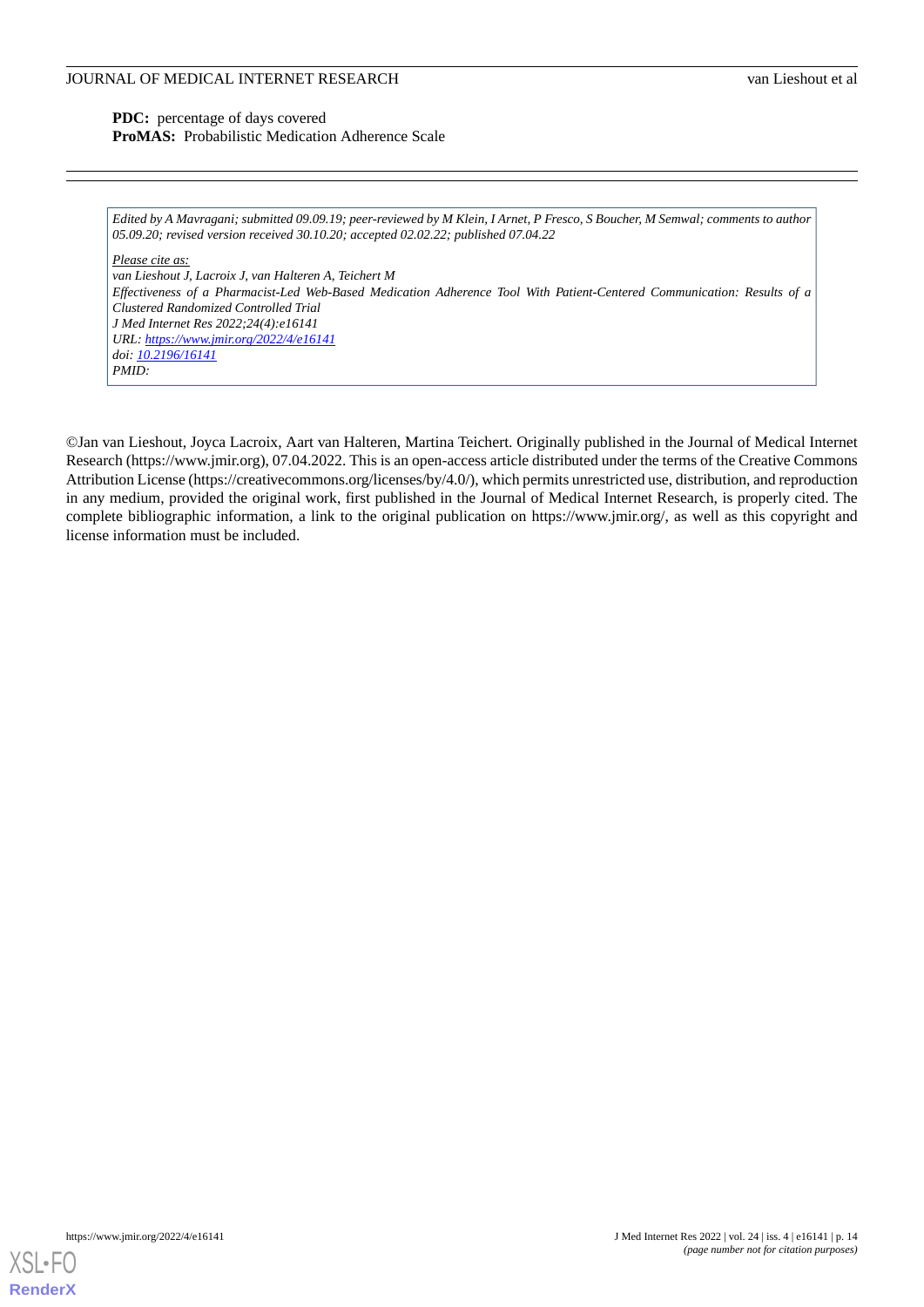**PDC:** percentage of days covered
**ProMAS:** Probabilistic Medication Adherence Scale

---

*Edited by A Mavragani; submitted 09.09.19; peer-reviewed by M Klein, I Arnet, P Fresco, S Boucher, M Semwal; comments to author 05.09.20; revised version received 30.10.20; accepted 02.02.22; published 07.04.22*

*Please cite as:*
*van Lieshout J, Lacroix J, van Halteren A, Teichert M*
*Effectiveness of a Pharmacist-Led Web-Based Medication Adherence Tool With Patient-Centered Communication: Results of a Clustered Randomized Controlled Trial*
*J Med Internet Res 2022;24(4):e16141*
*URL: https://www.jmir.org/2022/4/e16141*
*doi: 10.2196/16141*
*PMID:*

©Jan van Lieshout, Joyca Lacroix, Aart van Halteren, Martina Teichert. Originally published in the Journal of Medical Internet Research (https://www.jmir.org), 07.04.2022. This is an open-access article distributed under the terms of the Creative Commons Attribution License (https://creativecommons.org/licenses/by/4.0/), which permits unrestricted use, distribution, and reproduction in any medium, provided the original work, first published in the Journal of Medical Internet Research, is properly cited. The complete bibliographic information, a link to the original publication on https://www.jmir.org/, as well as this copyright and license information must be included.